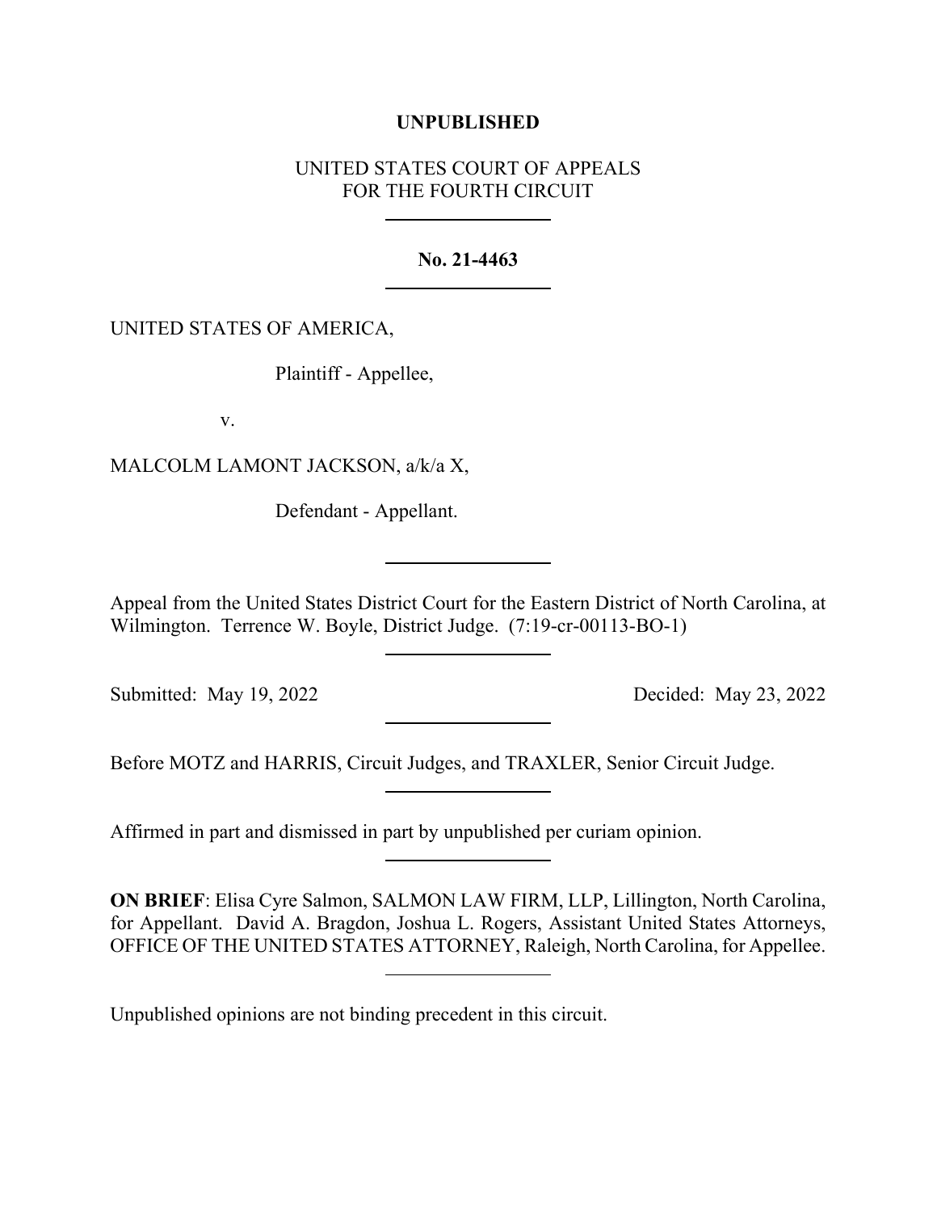**UNPUBLISHED**

UNITED STATES COURT OF APPEALS
FOR THE FOURTH CIRCUIT

---

**No. 21-4463**

---

UNITED STATES OF AMERICA,

Plaintiff - Appellee,

v.

MALCOLM LAMONT JACKSON, a/k/a X,

Defendant - Appellant.

---

Appeal from the United States District Court for the Eastern District of North Carolina, at Wilmington. Terrence W. Boyle, District Judge. (7:19-cr-00113-BO-1)

---

Submitted: May 19, 2022 Decided: May 23, 2022

---

Before MOTZ and HARRIS, Circuit Judges, and TRAXLER, Senior Circuit Judge.

---

Affirmed in part and dismissed in part by unpublished per curiam opinion.

---

**ON BRIEF**: Elisa Cyre Salmon, SALMON LAW FIRM, LLP, Lillington, North Carolina, for Appellant. David A. Bragdon, Joshua L. Rogers, Assistant United States Attorneys, OFFICE OF THE UNITED STATES ATTORNEY, Raleigh, North Carolina, for Appellee.

---

Unpublished opinions are not binding precedent in this circuit.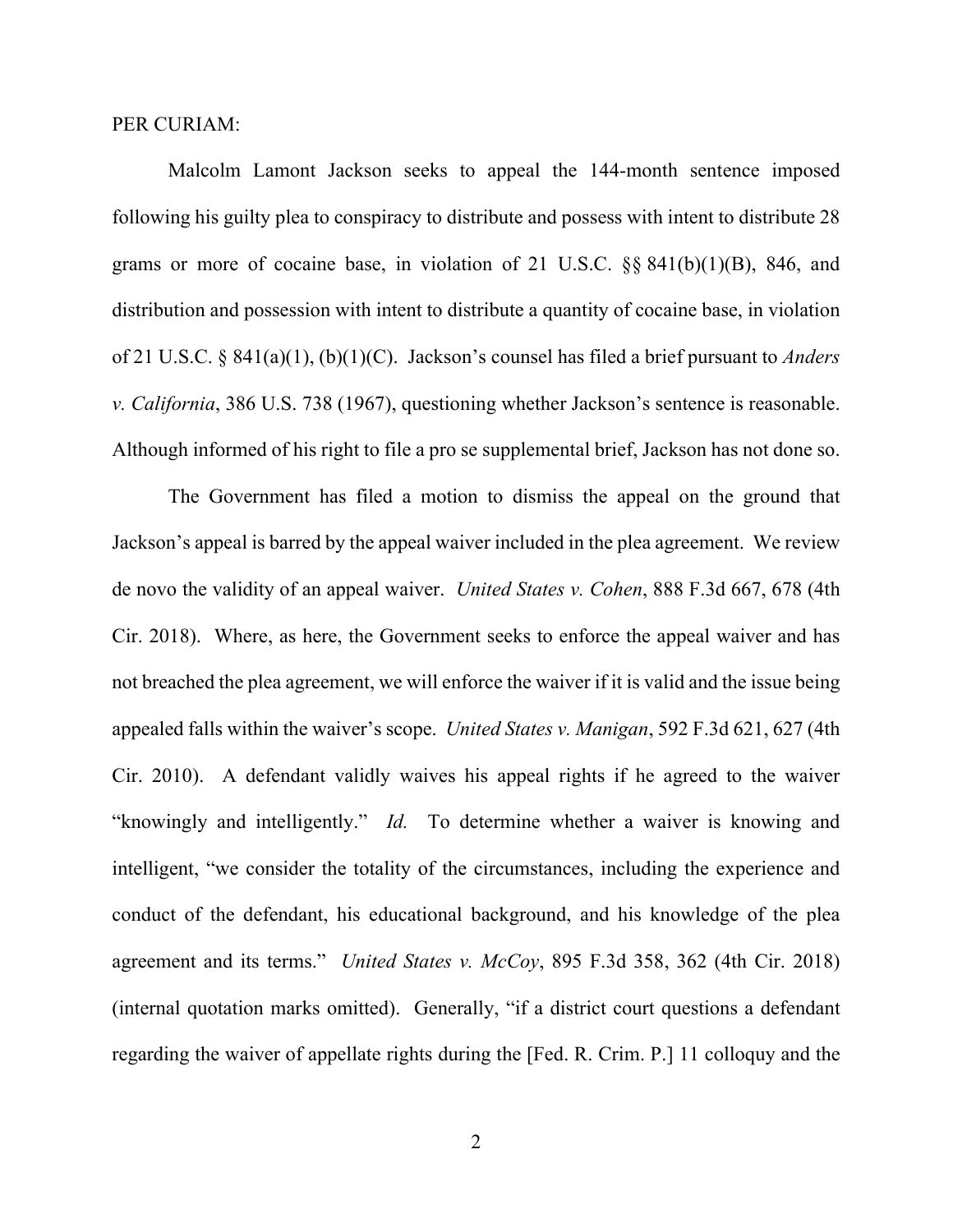PER CURIAM:

Malcolm Lamont Jackson seeks to appeal the 144-month sentence imposed following his guilty plea to conspiracy to distribute and possess with intent to distribute 28 grams or more of cocaine base, in violation of 21 U.S.C. §§ 841(b)(1)(B), 846, and distribution and possession with intent to distribute a quantity of cocaine base, in violation of 21 U.S.C. § 841(a)(1), (b)(1)(C). Jackson's counsel has filed a brief pursuant to *Anders v. California*, 386 U.S. 738 (1967), questioning whether Jackson's sentence is reasonable. Although informed of his right to file a pro se supplemental brief, Jackson has not done so.

The Government has filed a motion to dismiss the appeal on the ground that Jackson's appeal is barred by the appeal waiver included in the plea agreement. We review de novo the validity of an appeal waiver. *United States v. Cohen*, 888 F.3d 667, 678 (4th Cir. 2018). Where, as here, the Government seeks to enforce the appeal waiver and has not breached the plea agreement, we will enforce the waiver if it is valid and the issue being appealed falls within the waiver's scope. *United States v. Manigan*, 592 F.3d 621, 627 (4th Cir. 2010). A defendant validly waives his appeal rights if he agreed to the waiver "knowingly and intelligently." *Id.* To determine whether a waiver is knowing and intelligent, "we consider the totality of the circumstances, including the experience and conduct of the defendant, his educational background, and his knowledge of the plea agreement and its terms." *United States v. McCoy*, 895 F.3d 358, 362 (4th Cir. 2018) (internal quotation marks omitted). Generally, "if a district court questions a defendant regarding the waiver of appellate rights during the [Fed. R. Crim. P.] 11 colloquy and the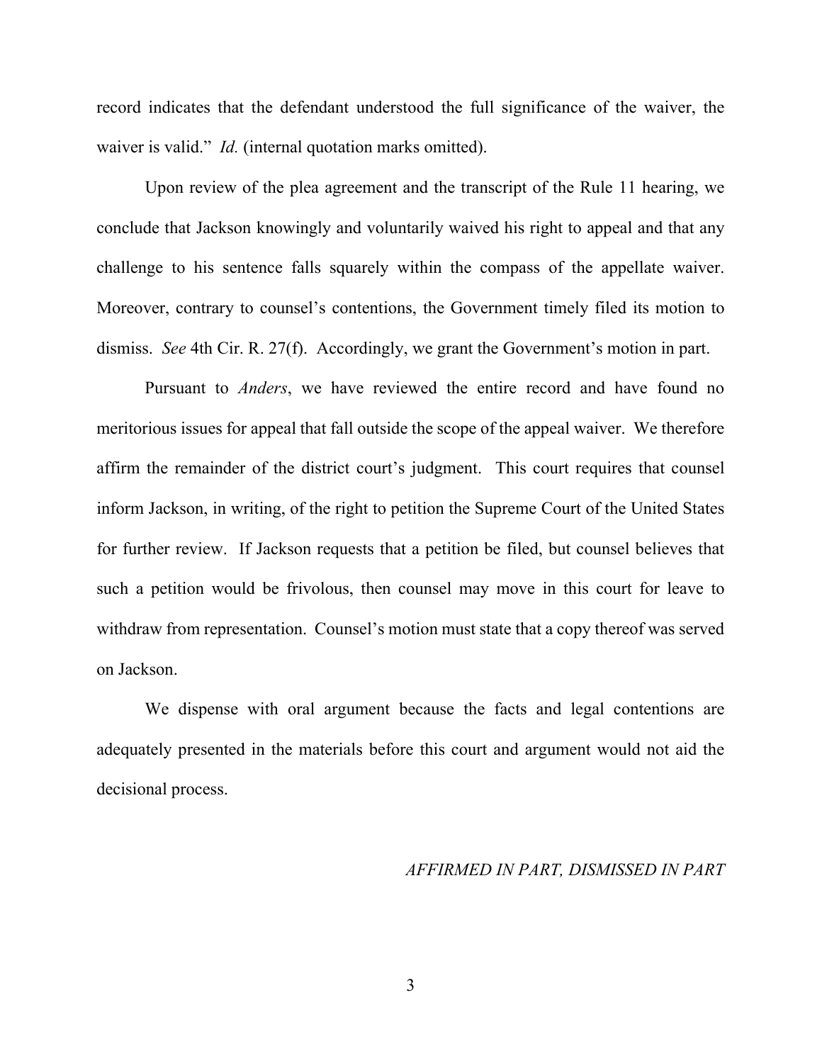record indicates that the defendant understood the full significance of the waiver, the waiver is valid." *Id.* (internal quotation marks omitted).

Upon review of the plea agreement and the transcript of the Rule 11 hearing, we conclude that Jackson knowingly and voluntarily waived his right to appeal and that any challenge to his sentence falls squarely within the compass of the appellate waiver. Moreover, contrary to counsel's contentions, the Government timely filed its motion to dismiss. *See* 4th Cir. R. 27(f). Accordingly, we grant the Government's motion in part.

Pursuant to *Anders*, we have reviewed the entire record and have found no meritorious issues for appeal that fall outside the scope of the appeal waiver. We therefore affirm the remainder of the district court's judgment. This court requires that counsel inform Jackson, in writing, of the right to petition the Supreme Court of the United States for further review. If Jackson requests that a petition be filed, but counsel believes that such a petition would be frivolous, then counsel may move in this court for leave to withdraw from representation. Counsel's motion must state that a copy thereof was served on Jackson.

We dispense with oral argument because the facts and legal contentions are adequately presented in the materials before this court and argument would not aid the decisional process.

*AFFIRMED IN PART, DISMISSED IN PART*